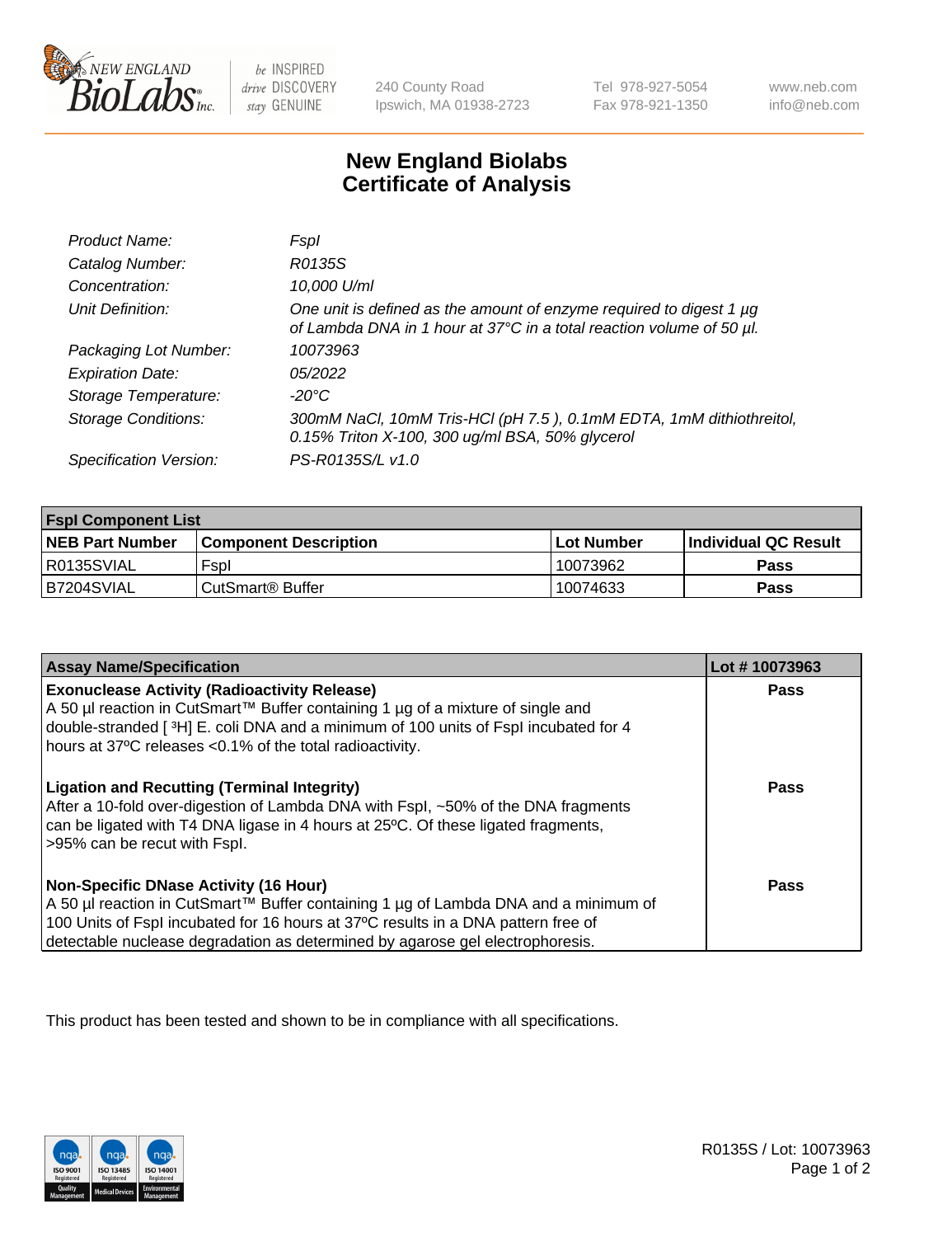# New England Biolabs Certificate of Analysis

| | |
|---|---|
| *Product Name:* | *FspI* |
| *Catalog Number:* | *R0135S* |
| *Concentration:* | *10,000 U/ml* |
| *Unit Definition:* | *One unit is defined as the amount of enzyme required to digest 1 µg of Lambda DNA in 1 hour at 37°C in a total reaction volume of 50 µl.* |
| *Packaging Lot Number:* | *10073963* |
| *Expiration Date:* | *05/2022* |
| *Storage Temperature:* | *-20°C* |
| *Storage Conditions:* | *300mM NaCl, 10mM Tris-HCl (pH 7.5 ), 0.1mM EDTA, 1mM dithiothreitol, 0.15% Triton X-100, 300 ug/ml BSA, 50% glycerol* |
| *Specification Version:* | *PS-R0135S/L v1.0* |

| FspI Component List | | | |
|---|---|---|---|
| **NEB Part Number** | **Component Description** | **Lot Number** | **Individual QC Result** |
| R0135SVIAL | FspI | 10073962 | **Pass** |
| B7204SVIAL | CutSmart® Buffer | 10074633 | **Pass** |

| Assay Name/Specification | Lot # 10073963 |
|---|---|
| **Exonuclease Activity (Radioactivity Release)** A 50 µl reaction in CutSmart™ Buffer containing 1 µg of a mixture of single and double-stranded [ $^3$H] E. coli DNA and a minimum of 100 units of FspI incubated for 4 hours at 37ºC releases <0.1% of the total radioactivity. | **Pass** |
| **Ligation and Recutting (Terminal Integrity)** After a 10-fold over-digestion of Lambda DNA with FspI, ~50% of the DNA fragments can be ligated with T4 DNA ligase in 4 hours at 25ºC. Of these ligated fragments, >95% can be recut with FspI. | **Pass** |
| **Non-Specific DNase Activity (16 Hour)** A 50 µl reaction in CutSmart™ Buffer containing 1 µg of Lambda DNA and a minimum of 100 Units of FspI incubated for 16 hours at 37ºC results in a DNA pattern free of detectable nuclease degradation as determined by agarose gel electrophoresis. | **Pass** |

This product has been tested and shown to be in compliance with all specifications.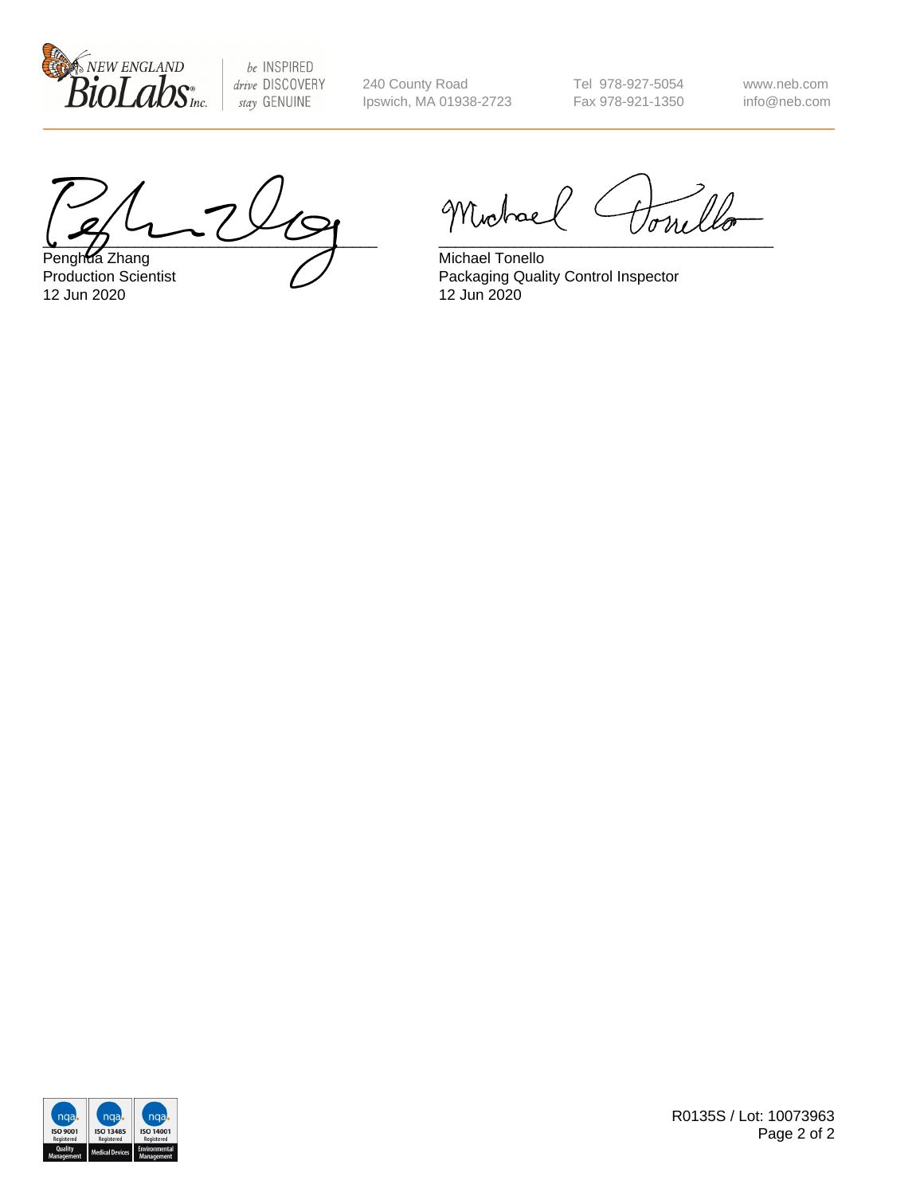Penghua Zhang
Production Scientist
12 Jun 2020

Michael Tonello
Packaging Quality Control Inspector
12 Jun 2020

R0135S / Lot: 10073963